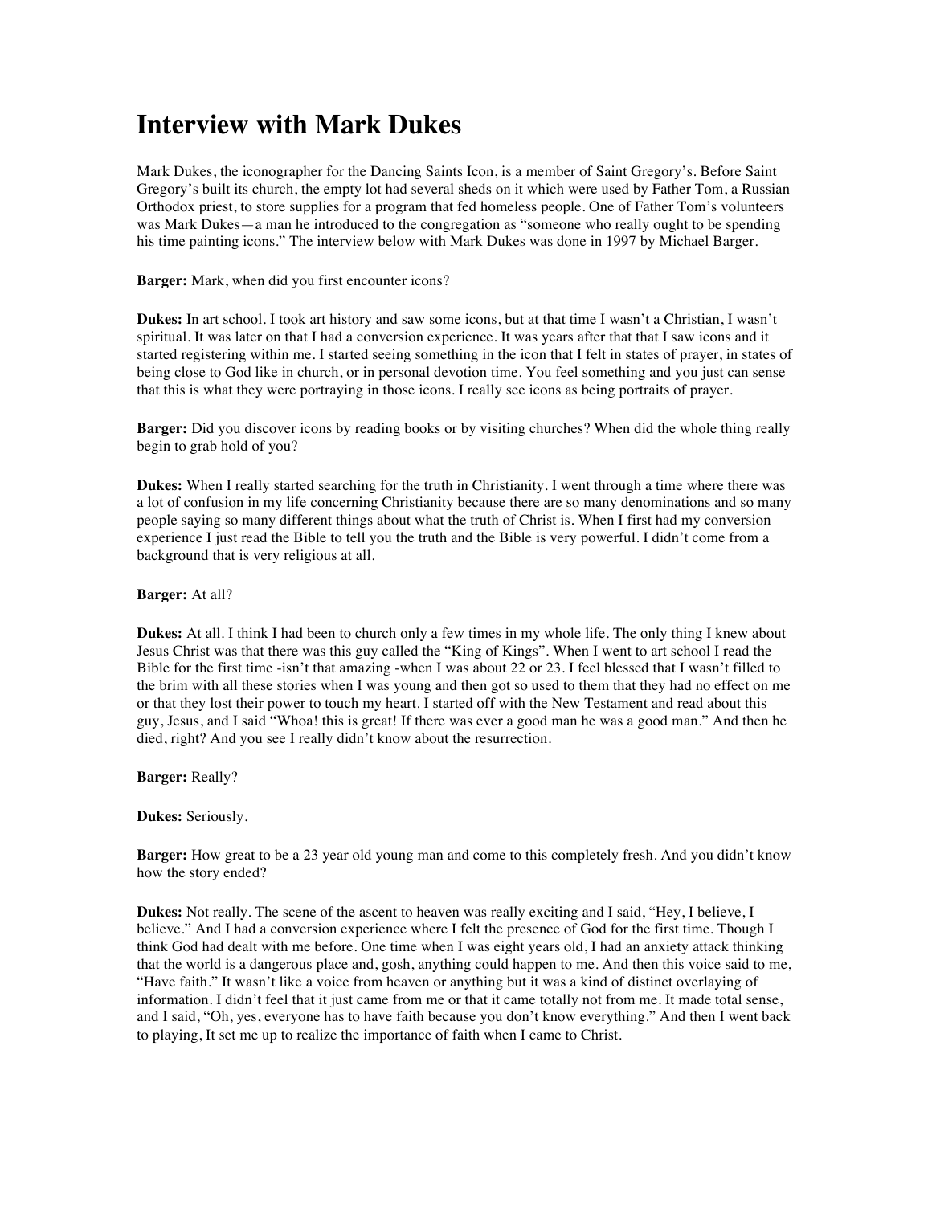# Interview with Mark Dukes

Mark Dukes, the iconographer for the Dancing Saints Icon, is a member of Saint Gregory's. Before Saint Gregory's built its church, the empty lot had several sheds on it which were used by Father Tom, a Russian Orthodox priest, to store supplies for a program that fed homeless people. One of Father Tom's volunteers was Mark Dukes—a man he introduced to the congregation as "someone who really ought to be spending his time painting icons." The interview below with Mark Dukes was done in 1997 by Michael Barger.

**Barger:** Mark, when did you first encounter icons?

**Dukes:** In art school. I took art history and saw some icons, but at that time I wasn't a Christian, I wasn't spiritual. It was later on that I had a conversion experience. It was years after that that I saw icons and it started registering within me. I started seeing something in the icon that I felt in states of prayer, in states of being close to God like in church, or in personal devotion time. You feel something and you just can sense that this is what they were portraying in those icons. I really see icons as being portraits of prayer.

**Barger:** Did you discover icons by reading books or by visiting churches? When did the whole thing really begin to grab hold of you?

**Dukes:** When I really started searching for the truth in Christianity. I went through a time where there was a lot of confusion in my life concerning Christianity because there are so many denominations and so many people saying so many different things about what the truth of Christ is. When I first had my conversion experience I just read the Bible to tell you the truth and the Bible is very powerful. I didn't come from a background that is very religious at all.

**Barger:** At all?

**Dukes:** At all. I think I had been to church only a few times in my whole life. The only thing I knew about Jesus Christ was that there was this guy called the "King of Kings". When I went to art school I read the Bible for the first time -isn't that amazing -when I was about 22 or 23. I feel blessed that I wasn't filled to the brim with all these stories when I was young and then got so used to them that they had no effect on me or that they lost their power to touch my heart. I started off with the New Testament and read about this guy, Jesus, and I said "Whoa! this is great! If there was ever a good man he was a good man." And then he died, right? And you see I really didn't know about the resurrection.

**Barger:** Really?

**Dukes:** Seriously.

**Barger:** How great to be a 23 year old young man and come to this completely fresh. And you didn't know how the story ended?

**Dukes:** Not really. The scene of the ascent to heaven was really exciting and I said, "Hey, I believe, I believe." And I had a conversion experience where I felt the presence of God for the first time. Though I think God had dealt with me before. One time when I was eight years old, I had an anxiety attack thinking that the world is a dangerous place and, gosh, anything could happen to me. And then this voice said to me, "Have faith." It wasn't like a voice from heaven or anything but it was a kind of distinct overlaying of information. I didn't feel that it just came from me or that it came totally not from me. It made total sense, and I said, "Oh, yes, everyone has to have faith because you don't know everything." And then I went back to playing, It set me up to realize the importance of faith when I came to Christ.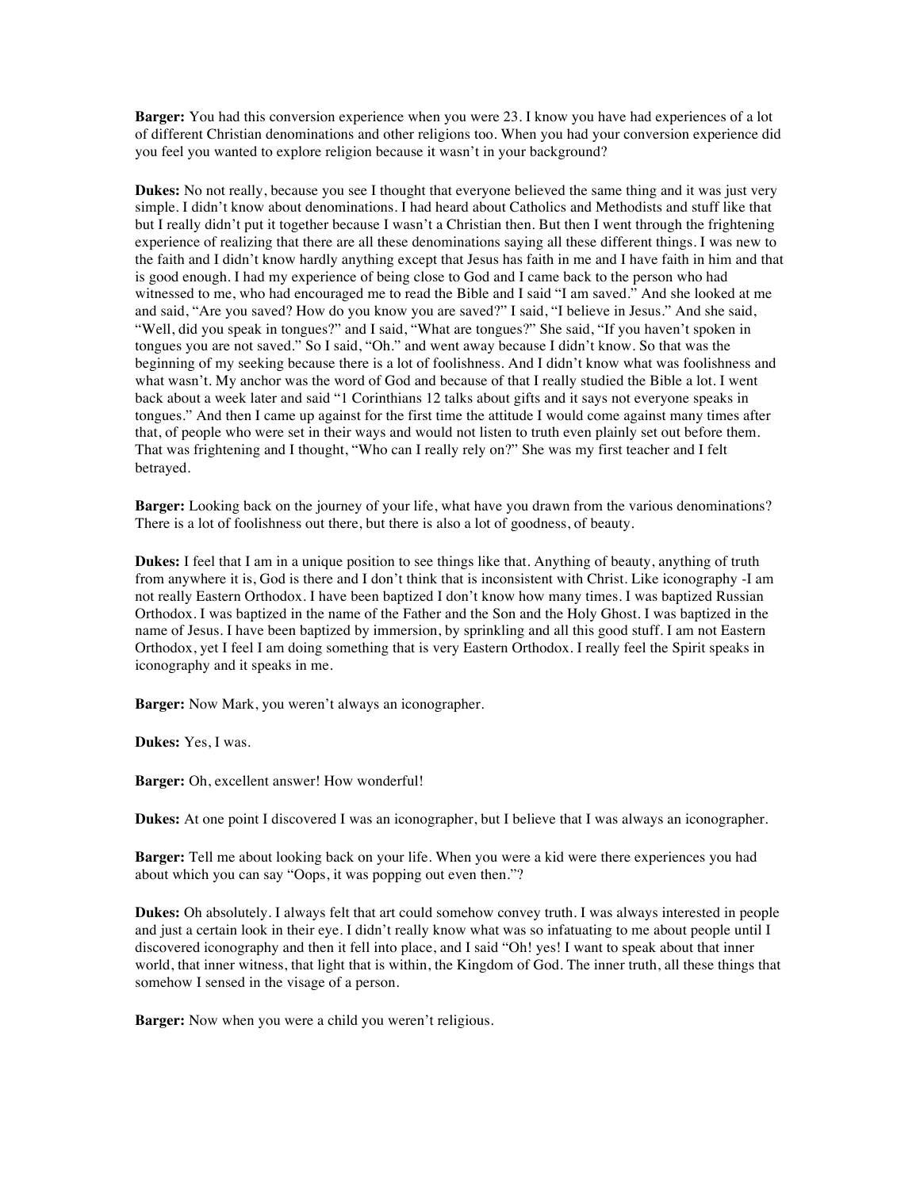**Barger:** You had this conversion experience when you were 23. I know you have had experiences of a lot of different Christian denominations and other religions too. When you had your conversion experience did you feel you wanted to explore religion because it wasn't in your background?

**Dukes:** No not really, because you see I thought that everyone believed the same thing and it was just very simple. I didn't know about denominations. I had heard about Catholics and Methodists and stuff like that but I really didn't put it together because I wasn't a Christian then. But then I went through the frightening experience of realizing that there are all these denominations saying all these different things. I was new to the faith and I didn't know hardly anything except that Jesus has faith in me and I have faith in him and that is good enough. I had my experience of being close to God and I came back to the person who had witnessed to me, who had encouraged me to read the Bible and I said "I am saved." And she looked at me and said, "Are you saved? How do you know you are saved?" I said, "I believe in Jesus." And she said, "Well, did you speak in tongues?" and I said, "What are tongues?" She said, "If you haven't spoken in tongues you are not saved." So I said, "Oh." and went away because I didn't know. So that was the beginning of my seeking because there is a lot of foolishness. And I didn't know what was foolishness and what wasn't. My anchor was the word of God and because of that I really studied the Bible a lot. I went back about a week later and said "1 Corinthians 12 talks about gifts and it says not everyone speaks in tongues." And then I came up against for the first time the attitude I would come against many times after that, of people who were set in their ways and would not listen to truth even plainly set out before them. That was frightening and I thought, "Who can I really rely on?" She was my first teacher and I felt betrayed.

**Barger:** Looking back on the journey of your life, what have you drawn from the various denominations? There is a lot of foolishness out there, but there is also a lot of goodness, of beauty.

**Dukes:** I feel that I am in a unique position to see things like that. Anything of beauty, anything of truth from anywhere it is, God is there and I don't think that is inconsistent with Christ. Like iconography -I am not really Eastern Orthodox. I have been baptized I don't know how many times. I was baptized Russian Orthodox. I was baptized in the name of the Father and the Son and the Holy Ghost. I was baptized in the name of Jesus. I have been baptized by immersion, by sprinkling and all this good stuff. I am not Eastern Orthodox, yet I feel I am doing something that is very Eastern Orthodox. I really feel the Spirit speaks in iconography and it speaks in me.

**Barger:** Now Mark, you weren't always an iconographer.

**Dukes:** Yes, I was.

**Barger:** Oh, excellent answer! How wonderful!

**Dukes:** At one point I discovered I was an iconographer, but I believe that I was always an iconographer.

**Barger:** Tell me about looking back on your life. When you were a kid were there experiences you had about which you can say "Oops, it was popping out even then."?

**Dukes:** Oh absolutely. I always felt that art could somehow convey truth. I was always interested in people and just a certain look in their eye. I didn't really know what was so infatuating to me about people until I discovered iconography and then it fell into place, and I said "Oh! yes! I want to speak about that inner world, that inner witness, that light that is within, the Kingdom of God. The inner truth, all these things that somehow I sensed in the visage of a person.

**Barger:** Now when you were a child you weren't religious.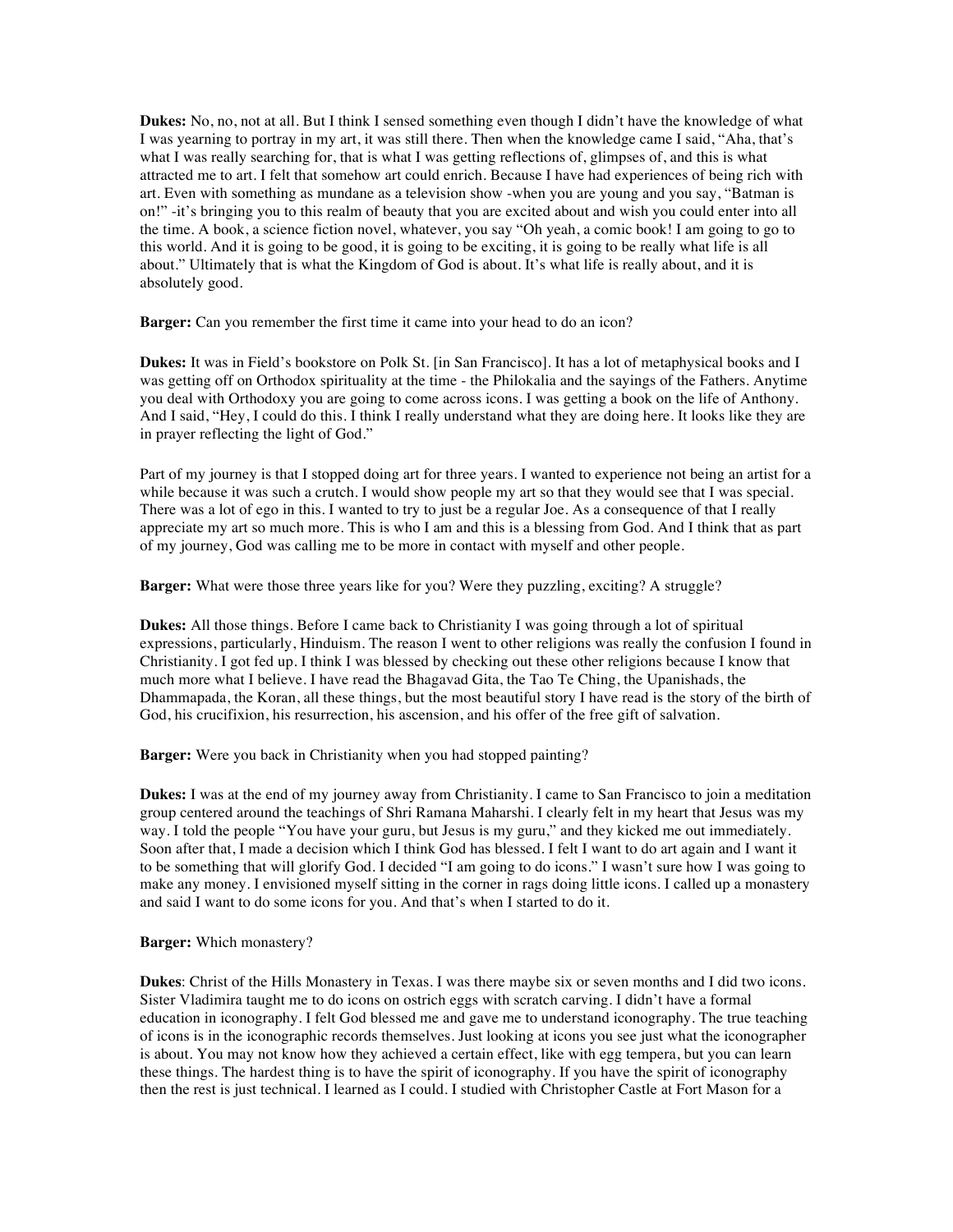**Dukes:** No, no, not at all. But I think I sensed something even though I didn't have the knowledge of what I was yearning to portray in my art, it was still there. Then when the knowledge came I said, "Aha, that's what I was really searching for, that is what I was getting reflections of, glimpses of, and this is what attracted me to art. I felt that somehow art could enrich. Because I have had experiences of being rich with art. Even with something as mundane as a television show -when you are young and you say, "Batman is on!" -it's bringing you to this realm of beauty that you are excited about and wish you could enter into all the time. A book, a science fiction novel, whatever, you say "Oh yeah, a comic book! I am going to go to this world. And it is going to be good, it is going to be exciting, it is going to be really what life is all about." Ultimately that is what the Kingdom of God is about. It's what life is really about, and it is absolutely good.

**Barger:** Can you remember the first time it came into your head to do an icon?

**Dukes:** It was in Field's bookstore on Polk St. [in San Francisco]. It has a lot of metaphysical books and I was getting off on Orthodox spirituality at the time - the Philokalia and the sayings of the Fathers. Anytime you deal with Orthodoxy you are going to come across icons. I was getting a book on the life of Anthony. And I said, "Hey, I could do this. I think I really understand what they are doing here. It looks like they are in prayer reflecting the light of God."

Part of my journey is that I stopped doing art for three years. I wanted to experience not being an artist for a while because it was such a crutch. I would show people my art so that they would see that I was special. There was a lot of ego in this. I wanted to try to just be a regular Joe. As a consequence of that I really appreciate my art so much more. This is who I am and this is a blessing from God. And I think that as part of my journey, God was calling me to be more in contact with myself and other people.

**Barger:** What were those three years like for you? Were they puzzling, exciting? A struggle?

**Dukes:** All those things. Before I came back to Christianity I was going through a lot of spiritual expressions, particularly, Hinduism. The reason I went to other religions was really the confusion I found in Christianity. I got fed up. I think I was blessed by checking out these other religions because I know that much more what I believe. I have read the Bhagavad Gita, the Tao Te Ching, the Upanishads, the Dhammapada, the Koran, all these things, but the most beautiful story I have read is the story of the birth of God, his crucifixion, his resurrection, his ascension, and his offer of the free gift of salvation.

**Barger:** Were you back in Christianity when you had stopped painting?

**Dukes:** I was at the end of my journey away from Christianity. I came to San Francisco to join a meditation group centered around the teachings of Shri Ramana Maharshi. I clearly felt in my heart that Jesus was my way. I told the people "You have your guru, but Jesus is my guru," and they kicked me out immediately. Soon after that, I made a decision which I think God has blessed. I felt I want to do art again and I want it to be something that will glorify God. I decided "I am going to do icons." I wasn't sure how I was going to make any money. I envisioned myself sitting in the corner in rags doing little icons. I called up a monastery and said I want to do some icons for you. And that's when I started to do it.

**Barger:** Which monastery?

**Dukes**: Christ of the Hills Monastery in Texas. I was there maybe six or seven months and I did two icons. Sister Vladimira taught me to do icons on ostrich eggs with scratch carving. I didn't have a formal education in iconography. I felt God blessed me and gave me to understand iconography. The true teaching of icons is in the iconographic records themselves. Just looking at icons you see just what the iconographer is about. You may not know how they achieved a certain effect, like with egg tempera, but you can learn these things. The hardest thing is to have the spirit of iconography. If you have the spirit of iconography then the rest is just technical. I learned as I could. I studied with Christopher Castle at Fort Mason for a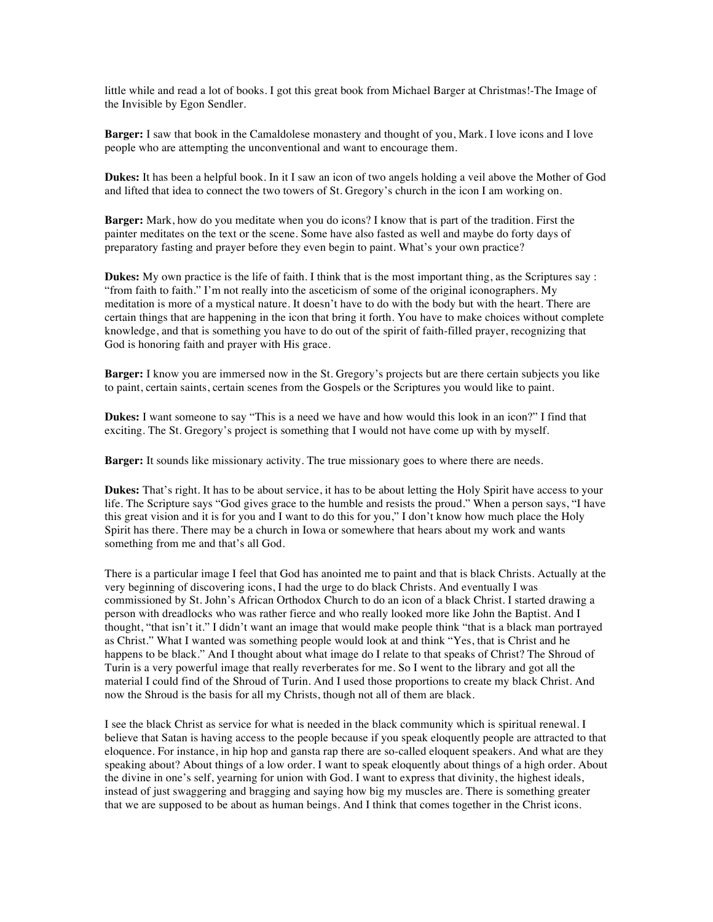little while and read a lot of books. I got this great book from Michael Barger at Christmas!-The Image of the Invisible by Egon Sendler.

**Barger:** I saw that book in the Camaldolese monastery and thought of you, Mark. I love icons and I love people who are attempting the unconventional and want to encourage them.

**Dukes:** It has been a helpful book. In it I saw an icon of two angels holding a veil above the Mother of God and lifted that idea to connect the two towers of St. Gregory's church in the icon I am working on.

**Barger:** Mark, how do you meditate when you do icons? I know that is part of the tradition. First the painter meditates on the text or the scene. Some have also fasted as well and maybe do forty days of preparatory fasting and prayer before they even begin to paint. What's your own practice?

**Dukes:** My own practice is the life of faith. I think that is the most important thing, as the Scriptures say : "from faith to faith." I'm not really into the asceticism of some of the original iconographers. My meditation is more of a mystical nature. It doesn't have to do with the body but with the heart. There are certain things that are happening in the icon that bring it forth. You have to make choices without complete knowledge, and that is something you have to do out of the spirit of faith-filled prayer, recognizing that God is honoring faith and prayer with His grace.

**Barger:** I know you are immersed now in the St. Gregory's projects but are there certain subjects you like to paint, certain saints, certain scenes from the Gospels or the Scriptures you would like to paint.

**Dukes:** I want someone to say "This is a need we have and how would this look in an icon?" I find that exciting. The St. Gregory's project is something that I would not have come up with by myself.

**Barger:** It sounds like missionary activity. The true missionary goes to where there are needs.

**Dukes:** That's right. It has to be about service, it has to be about letting the Holy Spirit have access to your life. The Scripture says "God gives grace to the humble and resists the proud." When a person says, "I have this great vision and it is for you and I want to do this for you," I don't know how much place the Holy Spirit has there. There may be a church in Iowa or somewhere that hears about my work and wants something from me and that's all God.

There is a particular image I feel that God has anointed me to paint and that is black Christs. Actually at the very beginning of discovering icons, I had the urge to do black Christs. And eventually I was commissioned by St. John's African Orthodox Church to do an icon of a black Christ. I started drawing a person with dreadlocks who was rather fierce and who really looked more like John the Baptist. And I thought, "that isn't it." I didn't want an image that would make people think "that is a black man portrayed as Christ." What I wanted was something people would look at and think "Yes, that is Christ and he happens to be black." And I thought about what image do I relate to that speaks of Christ? The Shroud of Turin is a very powerful image that really reverberates for me. So I went to the library and got all the material I could find of the Shroud of Turin. And I used those proportions to create my black Christ. And now the Shroud is the basis for all my Christs, though not all of them are black.

I see the black Christ as service for what is needed in the black community which is spiritual renewal. I believe that Satan is having access to the people because if you speak eloquently people are attracted to that eloquence. For instance, in hip hop and gansta rap there are so-called eloquent speakers. And what are they speaking about? About things of a low order. I want to speak eloquently about things of a high order. About the divine in one's self, yearning for union with God. I want to express that divinity, the highest ideals, instead of just swaggering and bragging and saying how big my muscles are. There is something greater that we are supposed to be about as human beings. And I think that comes together in the Christ icons.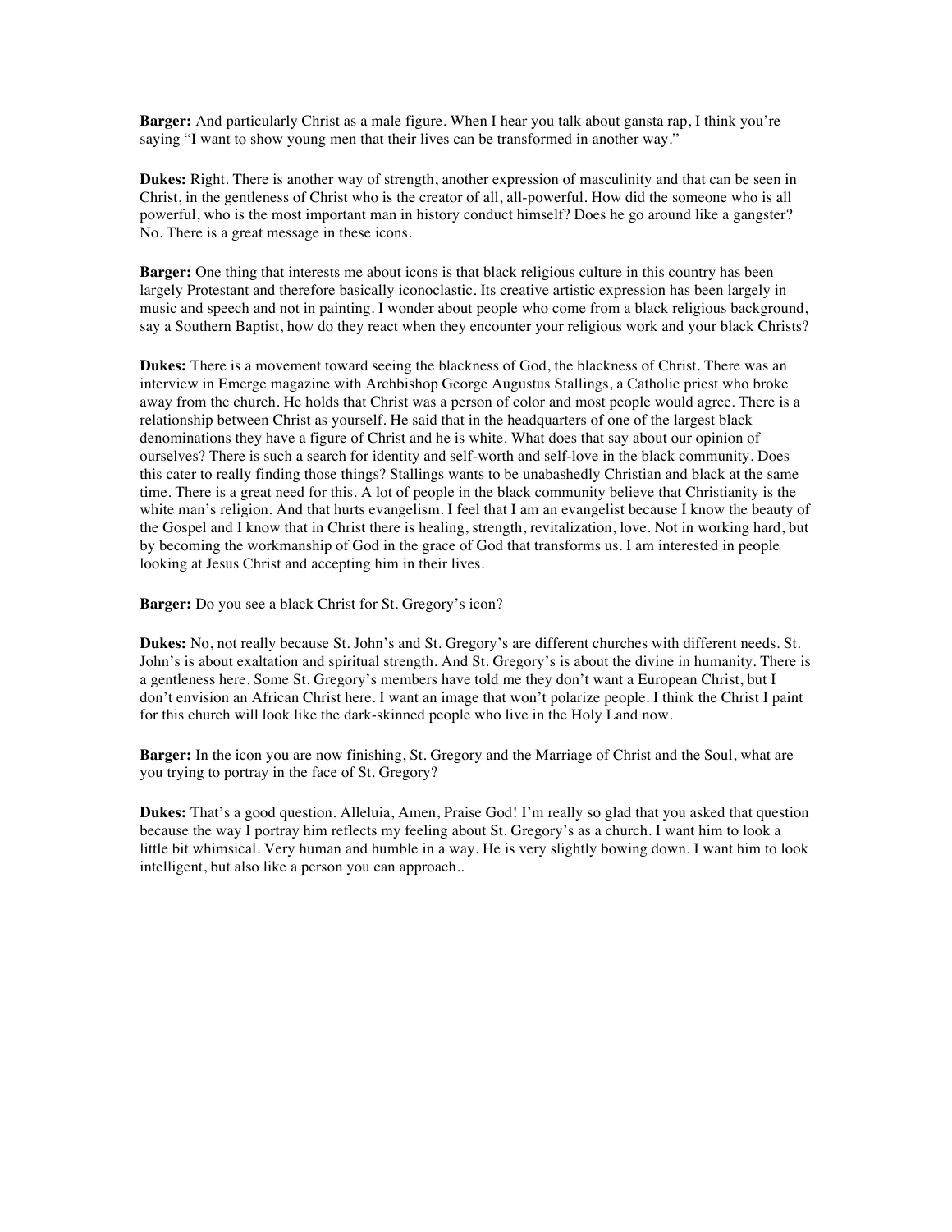**Barger:** And particularly Christ as a male figure. When I hear you talk about gansta rap, I think you're saying "I want to show young men that their lives can be transformed in another way."

**Dukes:** Right. There is another way of strength, another expression of masculinity and that can be seen in Christ, in the gentleness of Christ who is the creator of all, all-powerful. How did the someone who is all powerful, who is the most important man in history conduct himself? Does he go around like a gangster? No. There is a great message in these icons.

**Barger:** One thing that interests me about icons is that black religious culture in this country has been largely Protestant and therefore basically iconoclastic. Its creative artistic expression has been largely in music and speech and not in painting. I wonder about people who come from a black religious background, say a Southern Baptist, how do they react when they encounter your religious work and your black Christs?

**Dukes:** There is a movement toward seeing the blackness of God, the blackness of Christ. There was an interview in Emerge magazine with Archbishop George Augustus Stallings, a Catholic priest who broke away from the church. He holds that Christ was a person of color and most people would agree. There is a relationship between Christ as yourself. He said that in the headquarters of one of the largest black denominations they have a figure of Christ and he is white. What does that say about our opinion of ourselves? There is such a search for identity and self-worth and self-love in the black community. Does this cater to really finding those things? Stallings wants to be unabashedly Christian and black at the same time. There is a great need for this. A lot of people in the black community believe that Christianity is the white man's religion. And that hurts evangelism. I feel that I am an evangelist because I know the beauty of the Gospel and I know that in Christ there is healing, strength, revitalization, love. Not in working hard, but by becoming the workmanship of God in the grace of God that transforms us. I am interested in people looking at Jesus Christ and accepting him in their lives.

**Barger:** Do you see a black Christ for St. Gregory's icon?

**Dukes:** No, not really because St. John's and St. Gregory's are different churches with different needs. St. John's is about exaltation and spiritual strength. And St. Gregory's is about the divine in humanity. There is a gentleness here. Some St. Gregory's members have told me they don't want a European Christ, but I don't envision an African Christ here. I want an image that won't polarize people. I think the Christ I paint for this church will look like the dark-skinned people who live in the Holy Land now.

**Barger:** In the icon you are now finishing, St. Gregory and the Marriage of Christ and the Soul, what are you trying to portray in the face of St. Gregory?

**Dukes:** That's a good question. Alleluia, Amen, Praise God! I'm really so glad that you asked that question because the way I portray him reflects my feeling about St. Gregory's as a church. I want him to look a little bit whimsical. Very human and humble in a way. He is very slightly bowing down. I want him to look intelligent, but also like a person you can approach..